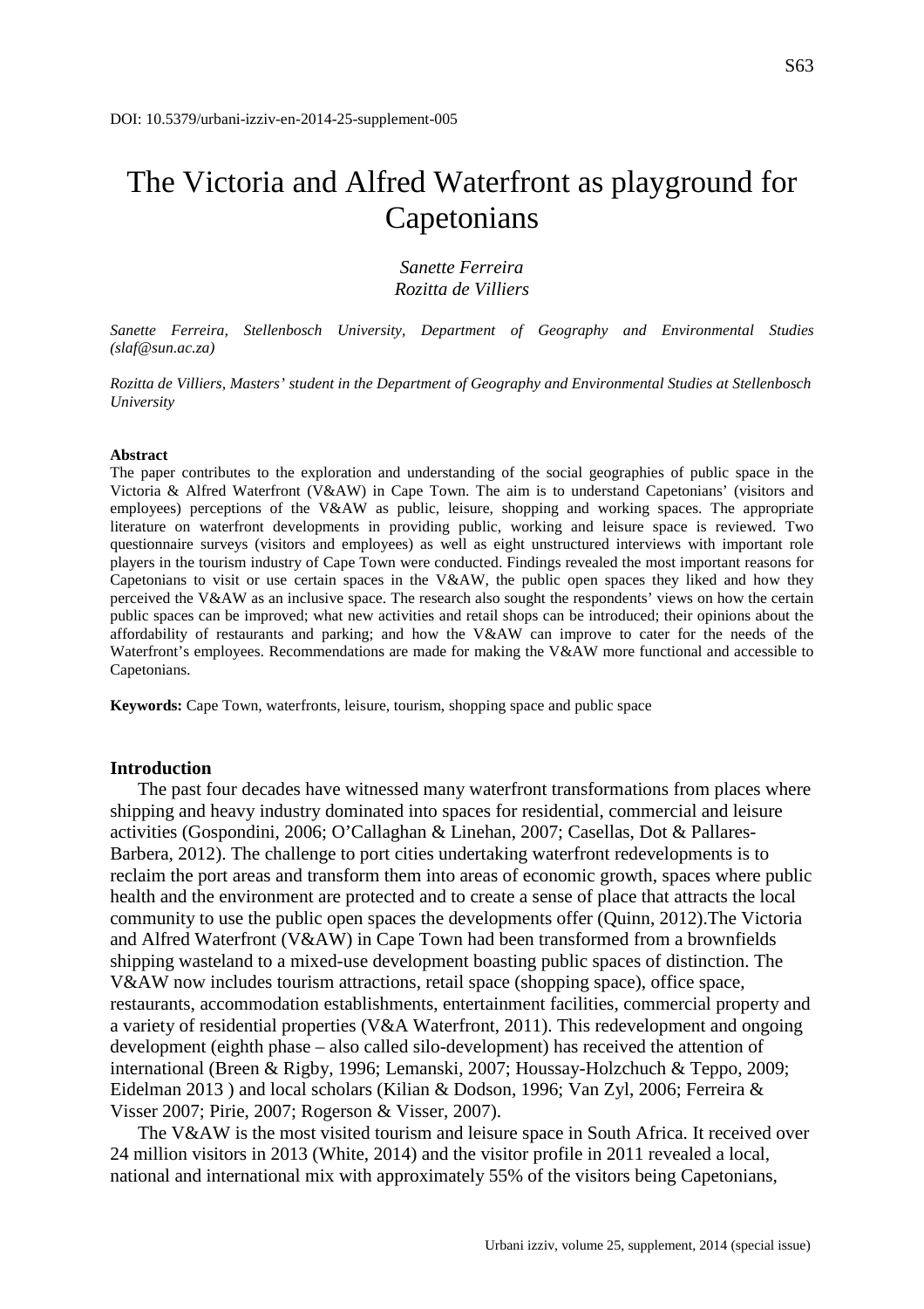DOI: 10.5379/urbani-izziv-en-2014-25-supplement-005

# The Victoria and Alfred Waterfront as playground for Capetonians

*Sanette Ferreira*
*Rozitta de Villiers*

*Sanette Ferreira, Stellenbosch University, Department of Geography and Environmental Studies (slaf@sun.ac.za)*

*Rozitta de Villiers, Masters' student in the Department of Geography and Environmental Studies at Stellenbosch University*

**Abstract**

The paper contributes to the exploration and understanding of the social geographies of public space in the Victoria & Alfred Waterfront (V&AW) in Cape Town. The aim is to understand Capetonians' (visitors and employees) perceptions of the V&AW as public, leisure, shopping and working spaces. The appropriate literature on waterfront developments in providing public, working and leisure space is reviewed. Two questionnaire surveys (visitors and employees) as well as eight unstructured interviews with important role players in the tourism industry of Cape Town were conducted. Findings revealed the most important reasons for Capetonians to visit or use certain spaces in the V&AW, the public open spaces they liked and how they perceived the V&AW as an inclusive space. The research also sought the respondents' views on how the certain public spaces can be improved; what new activities and retail shops can be introduced; their opinions about the affordability of restaurants and parking; and how the V&AW can improve to cater for the needs of the Waterfront's employees. Recommendations are made for making the V&AW more functional and accessible to Capetonians.

**Keywords:** Cape Town, waterfronts, leisure, tourism, shopping space and public space

## Introduction

The past four decades have witnessed many waterfront transformations from places where shipping and heavy industry dominated into spaces for residential, commercial and leisure activities (Gospondini, 2006; O'Callaghan & Linehan, 2007; Casellas, Dot & Pallares-Barbera, 2012). The challenge to port cities undertaking waterfront redevelopments is to reclaim the port areas and transform them into areas of economic growth, spaces where public health and the environment are protected and to create a sense of place that attracts the local community to use the public open spaces the developments offer (Quinn, 2012).The Victoria and Alfred Waterfront (V&AW) in Cape Town had been transformed from a brownfields shipping wasteland to a mixed-use development boasting public spaces of distinction. The V&AW now includes tourism attractions, retail space (shopping space), office space, restaurants, accommodation establishments, entertainment facilities, commercial property and a variety of residential properties (V&A Waterfront, 2011). This redevelopment and ongoing development (eighth phase – also called silo-development) has received the attention of international (Breen & Rigby, 1996; Lemanski, 2007; Houssay-Holzchuch & Teppo, 2009; Eidelman 2013 ) and local scholars (Kilian & Dodson, 1996; Van Zyl, 2006; Ferreira & Visser 2007; Pirie, 2007; Rogerson & Visser, 2007).

The V&AW is the most visited tourism and leisure space in South Africa. It received over 24 million visitors in 2013 (White, 2014) and the visitor profile in 2011 revealed a local, national and international mix with approximately 55% of the visitors being Capetonians,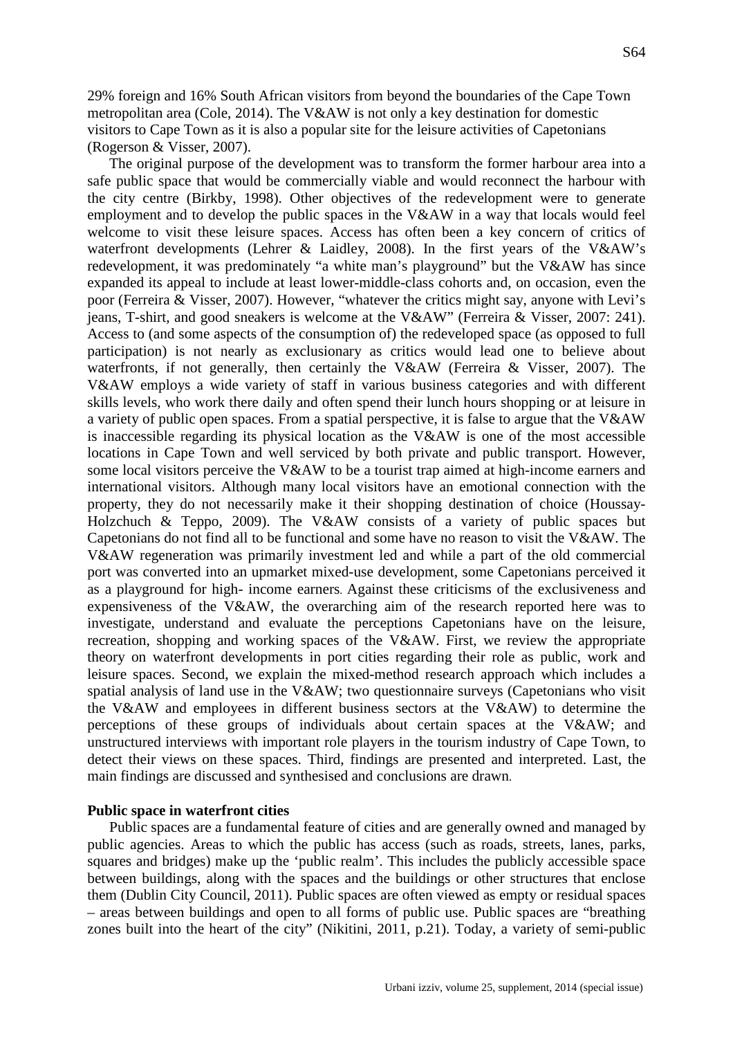29% foreign and 16% South African visitors from beyond the boundaries of the Cape Town metropolitan area (Cole, 2014). The V&AW is not only a key destination for domestic visitors to Cape Town as it is also a popular site for the leisure activities of Capetonians (Rogerson & Visser, 2007).

The original purpose of the development was to transform the former harbour area into a safe public space that would be commercially viable and would reconnect the harbour with the city centre (Birkby, 1998). Other objectives of the redevelopment were to generate employment and to develop the public spaces in the V&AW in a way that locals would feel welcome to visit these leisure spaces. Access has often been a key concern of critics of waterfront developments (Lehrer & Laidley, 2008). In the first years of the V&AW's redevelopment, it was predominately "a white man's playground" but the V&AW has since expanded its appeal to include at least lower-middle-class cohorts and, on occasion, even the poor (Ferreira & Visser, 2007). However, "whatever the critics might say, anyone with Levi's jeans, T-shirt, and good sneakers is welcome at the V&AW" (Ferreira & Visser, 2007: 241). Access to (and some aspects of the consumption of) the redeveloped space (as opposed to full participation) is not nearly as exclusionary as critics would lead one to believe about waterfronts, if not generally, then certainly the V&AW (Ferreira & Visser, 2007). The V&AW employs a wide variety of staff in various business categories and with different skills levels, who work there daily and often spend their lunch hours shopping or at leisure in a variety of public open spaces. From a spatial perspective, it is false to argue that the V&AW is inaccessible regarding its physical location as the V&AW is one of the most accessible locations in Cape Town and well serviced by both private and public transport. However, some local visitors perceive the V&AW to be a tourist trap aimed at high-income earners and international visitors. Although many local visitors have an emotional connection with the property, they do not necessarily make it their shopping destination of choice (Houssay-Holzchuch & Teppo, 2009). The V&AW consists of a variety of public spaces but Capetonians do not find all to be functional and some have no reason to visit the V&AW. The V&AW regeneration was primarily investment led and while a part of the old commercial port was converted into an upmarket mixed-use development, some Capetonians perceived it as a playground for high- income earners. Against these criticisms of the exclusiveness and expensiveness of the V&AW, the overarching aim of the research reported here was to investigate, understand and evaluate the perceptions Capetonians have on the leisure, recreation, shopping and working spaces of the V&AW. First, we review the appropriate theory on waterfront developments in port cities regarding their role as public, work and leisure spaces. Second, we explain the mixed-method research approach which includes a spatial analysis of land use in the V&AW; two questionnaire surveys (Capetonians who visit the V&AW and employees in different business sectors at the V&AW) to determine the perceptions of these groups of individuals about certain spaces at the V&AW; and unstructured interviews with important role players in the tourism industry of Cape Town, to detect their views on these spaces. Third, findings are presented and interpreted. Last, the main findings are discussed and synthesised and conclusions are drawn.

## Public space in waterfront cities

Public spaces are a fundamental feature of cities and are generally owned and managed by public agencies. Areas to which the public has access (such as roads, streets, lanes, parks, squares and bridges) make up the 'public realm'. This includes the publicly accessible space between buildings, along with the spaces and the buildings or other structures that enclose them (Dublin City Council, 2011). Public spaces are often viewed as empty or residual spaces – areas between buildings and open to all forms of public use. Public spaces are "breathing zones built into the heart of the city" (Nikitini, 2011, p.21). Today, a variety of semi-public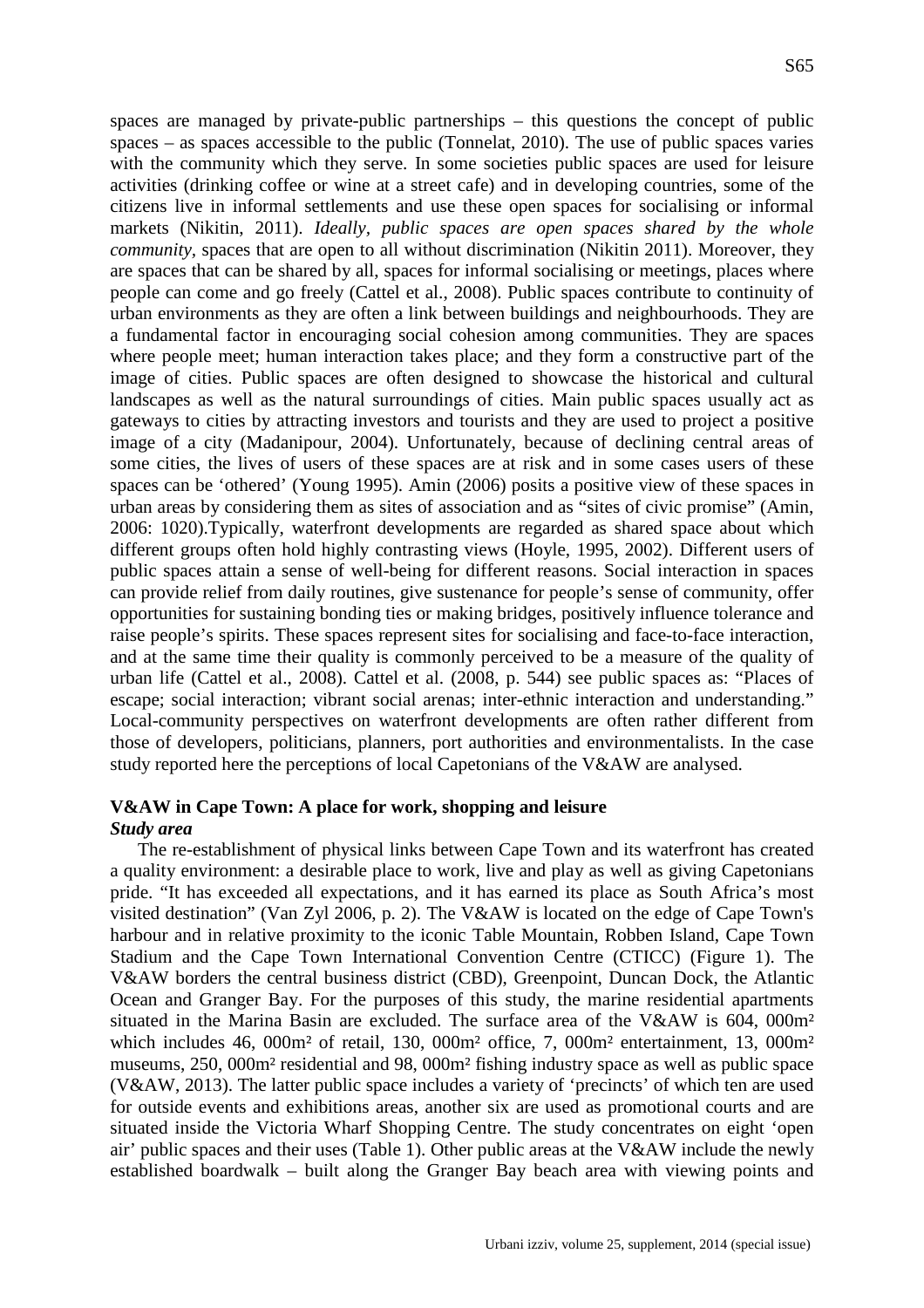spaces are managed by private-public partnerships – this questions the concept of public spaces – as spaces accessible to the public (Tonnelat, 2010). The use of public spaces varies with the community which they serve. In some societies public spaces are used for leisure activities (drinking coffee or wine at a street cafe) and in developing countries, some of the citizens live in informal settlements and use these open spaces for socialising or informal markets (Nikitin, 2011). *Ideally, public spaces are open spaces shared by the whole community*, spaces that are open to all without discrimination (Nikitin 2011). Moreover, they are spaces that can be shared by all, spaces for informal socialising or meetings, places where people can come and go freely (Cattel et al., 2008). Public spaces contribute to continuity of urban environments as they are often a link between buildings and neighbourhoods. They are a fundamental factor in encouraging social cohesion among communities. They are spaces where people meet; human interaction takes place; and they form a constructive part of the image of cities. Public spaces are often designed to showcase the historical and cultural landscapes as well as the natural surroundings of cities. Main public spaces usually act as gateways to cities by attracting investors and tourists and they are used to project a positive image of a city (Madanipour, 2004). Unfortunately, because of declining central areas of some cities, the lives of users of these spaces are at risk and in some cases users of these spaces can be 'othered' (Young 1995). Amin (2006) posits a positive view of these spaces in urban areas by considering them as sites of association and as "sites of civic promise" (Amin, 2006: 1020).Typically, waterfront developments are regarded as shared space about which different groups often hold highly contrasting views (Hoyle, 1995, 2002). Different users of public spaces attain a sense of well-being for different reasons. Social interaction in spaces can provide relief from daily routines, give sustenance for people's sense of community, offer opportunities for sustaining bonding ties or making bridges, positively influence tolerance and raise people's spirits. These spaces represent sites for socialising and face-to-face interaction, and at the same time their quality is commonly perceived to be a measure of the quality of urban life (Cattel et al., 2008). Cattel et al. (2008, p. 544) see public spaces as: "Places of escape; social interaction; vibrant social arenas; inter-ethnic interaction and understanding." Local-community perspectives on waterfront developments are often rather different from those of developers, politicians, planners, port authorities and environmentalists. In the case study reported here the perceptions of local Capetonians of the V&AW are analysed.

## V&AW in Cape Town: A place for work, shopping and leisure

### *Study area*

The re-establishment of physical links between Cape Town and its waterfront has created a quality environment: a desirable place to work, live and play as well as giving Capetonians pride. "It has exceeded all expectations, and it has earned its place as South Africa's most visited destination" (Van Zyl 2006, p. 2). The V&AW is located on the edge of Cape Town's harbour and in relative proximity to the iconic Table Mountain, Robben Island, Cape Town Stadium and the Cape Town International Convention Centre (CTICC) (Figure 1). The V&AW borders the central business district (CBD), Greenpoint, Duncan Dock, the Atlantic Ocean and Granger Bay. For the purposes of this study, the marine residential apartments situated in the Marina Basin are excluded. The surface area of the V&AW is 604, 000m² which includes 46, 000m² of retail, 130, 000m² office, 7, 000m² entertainment, 13, 000m² museums, 250, 000m² residential and 98, 000m² fishing industry space as well as public space (V&AW, 2013). The latter public space includes a variety of 'precincts' of which ten are used for outside events and exhibitions areas, another six are used as promotional courts and are situated inside the Victoria Wharf Shopping Centre. The study concentrates on eight 'open air' public spaces and their uses (Table 1). Other public areas at the V&AW include the newly established boardwalk – built along the Granger Bay beach area with viewing points and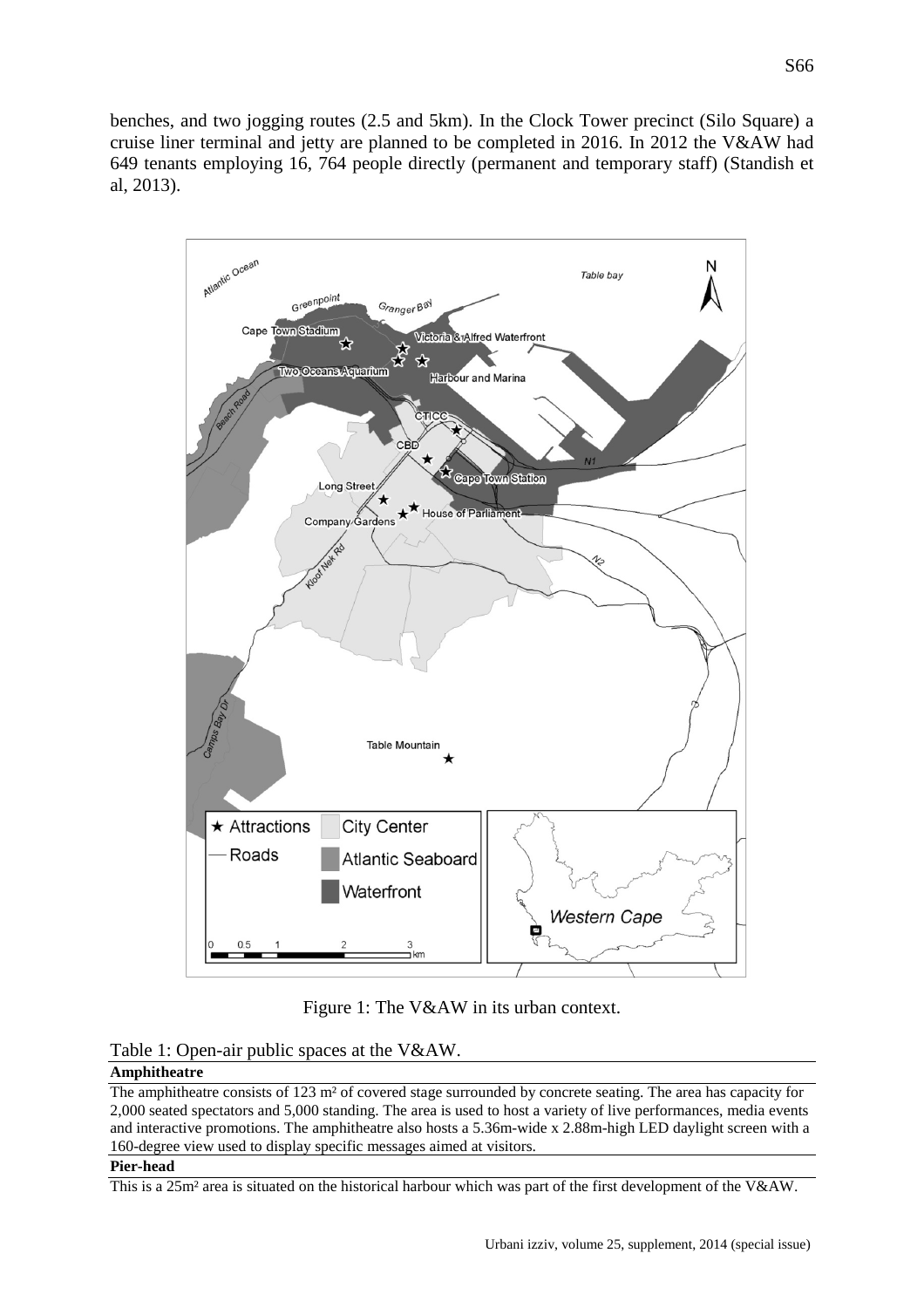benches, and two jogging routes (2.5 and 5km). In the Clock Tower precinct (Silo Square) a cruise liner terminal and jetty are planned to be completed in 2016. In 2012 the V&AW had 649 tenants employing 16, 764 people directly (permanent and temporary staff) (Standish et al, 2013).

Figure 1: The V&AW in its urban context.

Table 1: Open-air public spaces at the V&AW.

| **Amphitheatre** |
| --- |
| The amphitheatre consists of 123 m² of covered stage surrounded by concrete seating. The area has capacity for 2,000 seated spectators and 5,000 standing. The area is used to host a variety of live performances, media events and interactive promotions. The amphitheatre also hosts a 5.36m-wide x 2.88m-high LED daylight screen with a 160-degree view used to display specific messages aimed at visitors. |
| **Pier-head** |
| This is a 25m² area is situated on the historical harbour which was part of the first development of the V&AW. |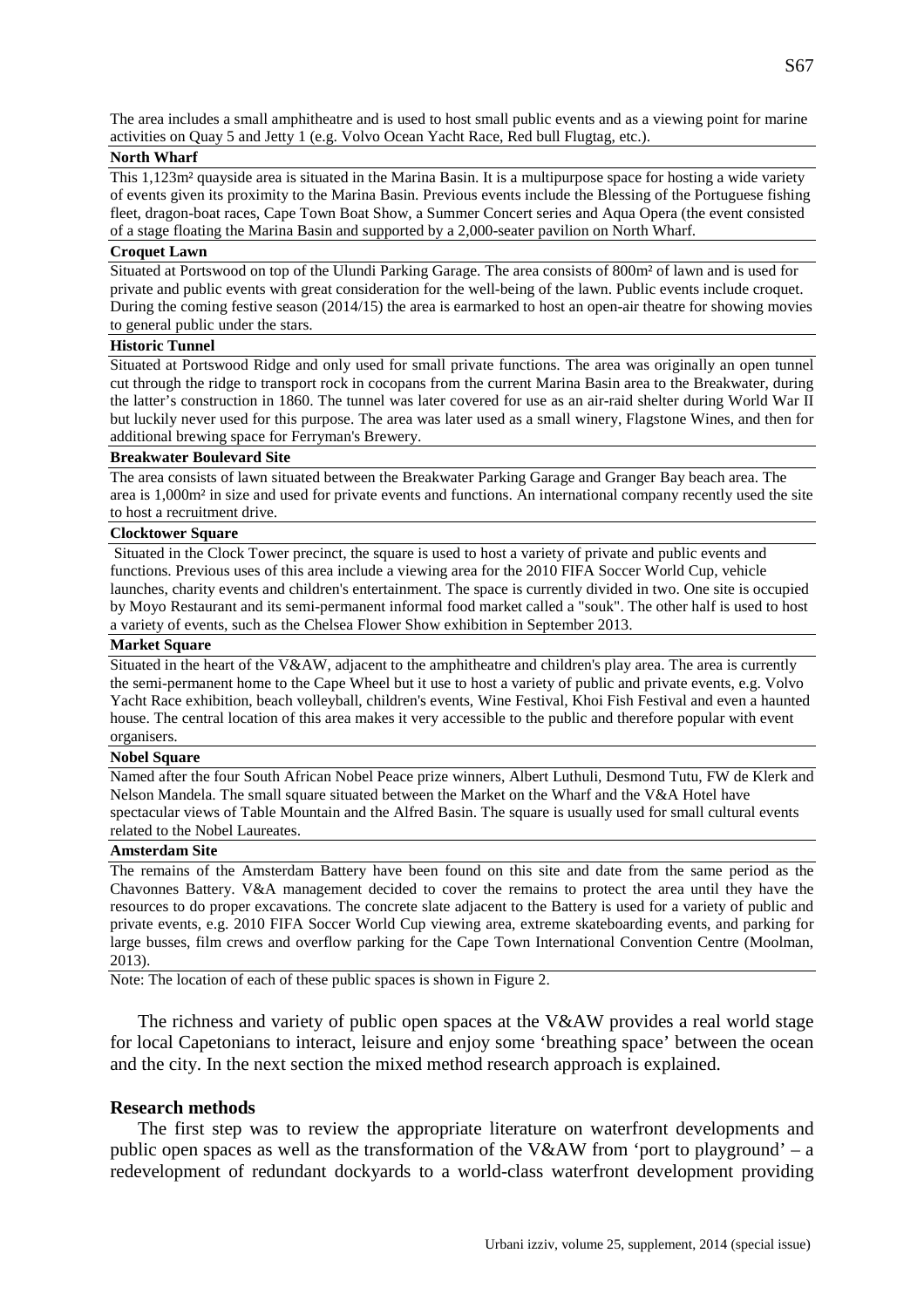The area includes a small amphitheatre and is used to host small public events and as a viewing point for marine activities on Quay 5 and Jetty 1 (e.g. Volvo Ocean Yacht Race, Red bull Flugtag, etc.).

**North Wharf**

This 1,123m² quayside area is situated in the Marina Basin. It is a multipurpose space for hosting a wide variety of events given its proximity to the Marina Basin. Previous events include the Blessing of the Portuguese fishing fleet, dragon-boat races, Cape Town Boat Show, a Summer Concert series and Aqua Opera (the event consisted of a stage floating the Marina Basin and supported by a 2,000-seater pavilion on North Wharf.

**Croquet Lawn**

Situated at Portswood on top of the Ulundi Parking Garage. The area consists of 800m² of lawn and is used for private and public events with great consideration for the well-being of the lawn. Public events include croquet. During the coming festive season (2014/15) the area is earmarked to host an open-air theatre for showing movies to general public under the stars.

**Historic Tunnel**

Situated at Portswood Ridge and only used for small private functions. The area was originally an open tunnel cut through the ridge to transport rock in cocopans from the current Marina Basin area to the Breakwater, during the latter's construction in 1860. The tunnel was later covered for use as an air-raid shelter during World War II but luckily never used for this purpose. The area was later used as a small winery, Flagstone Wines, and then for additional brewing space for Ferryman's Brewery.

**Breakwater Boulevard Site**

The area consists of lawn situated between the Breakwater Parking Garage and Granger Bay beach area. The area is 1,000m² in size and used for private events and functions. An international company recently used the site to host a recruitment drive.

**Clocktower Square**

Situated in the Clock Tower precinct, the square is used to host a variety of private and public events and functions. Previous uses of this area include a viewing area for the 2010 FIFA Soccer World Cup, vehicle launches, charity events and children's entertainment. The space is currently divided in two. One site is occupied by Moyo Restaurant and its semi-permanent informal food market called a "souk". The other half is used to host a variety of events, such as the Chelsea Flower Show exhibition in September 2013.

**Market Square**

Situated in the heart of the V&AW, adjacent to the amphitheatre and children's play area. The area is currently the semi-permanent home to the Cape Wheel but it use to host a variety of public and private events, e.g. Volvo Yacht Race exhibition, beach volleyball, children's events, Wine Festival, Khoi Fish Festival and even a haunted house. The central location of this area makes it very accessible to the public and therefore popular with event organisers.

**Nobel Square**

Named after the four South African Nobel Peace prize winners, Albert Luthuli, Desmond Tutu, FW de Klerk and Nelson Mandela. The small square situated between the Market on the Wharf and the V&A Hotel have spectacular views of Table Mountain and the Alfred Basin. The square is usually used for small cultural events related to the Nobel Laureates.

**Amsterdam Site**

The remains of the Amsterdam Battery have been found on this site and date from the same period as the Chavonnes Battery. V&A management decided to cover the remains to protect the area until they have the resources to do proper excavations. The concrete slate adjacent to the Battery is used for a variety of public and private events, e.g. 2010 FIFA Soccer World Cup viewing area, extreme skateboarding events, and parking for large busses, film crews and overflow parking for the Cape Town International Convention Centre (Moolman, 2013).

Note: The location of each of these public spaces is shown in Figure 2.

The richness and variety of public open spaces at the V&AW provides a real world stage for local Capetonians to interact, leisure and enjoy some 'breathing space' between the ocean and the city. In the next section the mixed method research approach is explained.

### Research methods

The first step was to review the appropriate literature on waterfront developments and public open spaces as well as the transformation of the V&AW from 'port to playground' – a redevelopment of redundant dockyards to a world-class waterfront development providing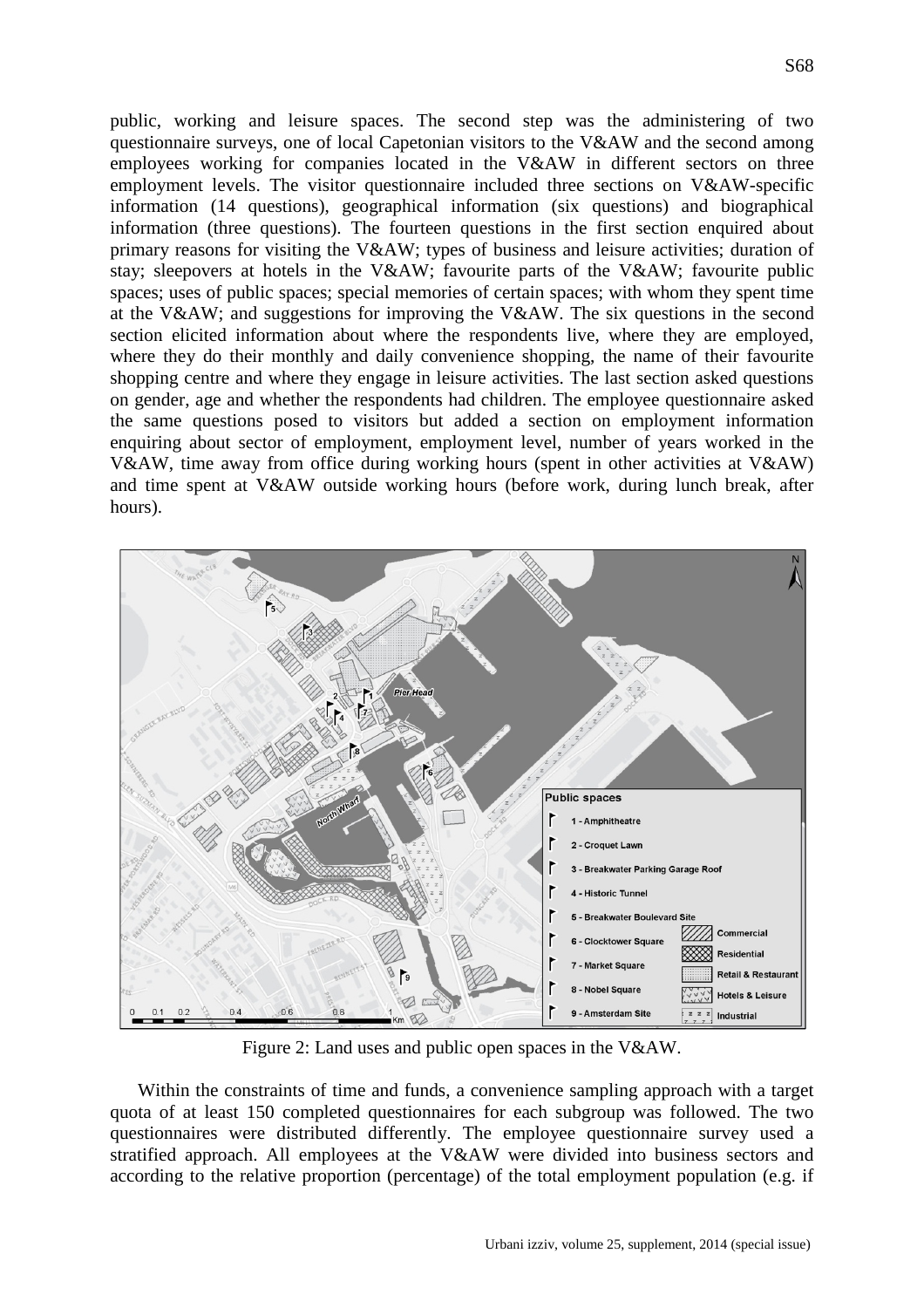public, working and leisure spaces. The second step was the administering of two questionnaire surveys, one of local Capetonian visitors to the V&AW and the second among employees working for companies located in the V&AW in different sectors on three employment levels. The visitor questionnaire included three sections on V&AW-specific information (14 questions), geographical information (six questions) and biographical information (three questions). The fourteen questions in the first section enquired about primary reasons for visiting the V&AW; types of business and leisure activities; duration of stay; sleepovers at hotels in the V&AW; favourite parts of the V&AW; favourite public spaces; uses of public spaces; special memories of certain spaces; with whom they spent time at the V&AW; and suggestions for improving the V&AW. The six questions in the second section elicited information about where the respondents live, where they are employed, where they do their monthly and daily convenience shopping, the name of their favourite shopping centre and where they engage in leisure activities. The last section asked questions on gender, age and whether the respondents had children. The employee questionnaire asked the same questions posed to visitors but added a section on employment information enquiring about sector of employment, employment level, number of years worked in the V&AW, time away from office during working hours (spent in other activities at V&AW) and time spent at V&AW outside working hours (before work, during lunch break, after hours).

Figure 2: Land uses and public open spaces in the V&AW.

Within the constraints of time and funds, a convenience sampling approach with a target quota of at least 150 completed questionnaires for each subgroup was followed. The two questionnaires were distributed differently. The employee questionnaire survey used a stratified approach. All employees at the V&AW were divided into business sectors and according to the relative proportion (percentage) of the total employment population (e.g. if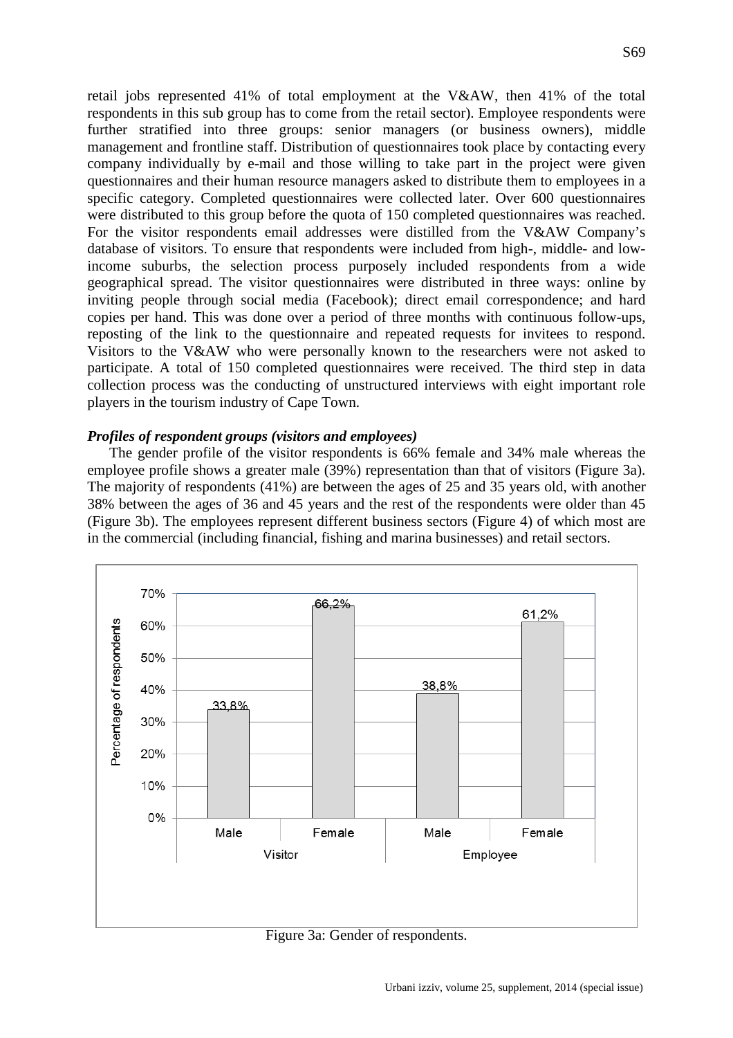retail jobs represented 41% of total employment at the V&AW, then 41% of the total respondents in this sub group has to come from the retail sector). Employee respondents were further stratified into three groups: senior managers (or business owners), middle management and frontline staff. Distribution of questionnaires took place by contacting every company individually by e-mail and those willing to take part in the project were given questionnaires and their human resource managers asked to distribute them to employees in a specific category. Completed questionnaires were collected later. Over 600 questionnaires were distributed to this group before the quota of 150 completed questionnaires was reached. For the visitor respondents email addresses were distilled from the V&AW Company's database of visitors. To ensure that respondents were included from high-, middle- and low-income suburbs, the selection process purposely included respondents from a wide geographical spread. The visitor questionnaires were distributed in three ways: online by inviting people through social media (Facebook); direct email correspondence; and hard copies per hand. This was done over a period of three months with continuous follow-ups, reposting of the link to the questionnaire and repeated requests for invitees to respond. Visitors to the V&AW who were personally known to the researchers were not asked to participate. A total of 150 completed questionnaires were received. The third step in data collection process was the conducting of unstructured interviews with eight important role players in the tourism industry of Cape Town.

***Profiles of respondent groups (visitors and employees)***

The gender profile of the visitor respondents is 66% female and 34% male whereas the employee profile shows a greater male (39%) representation than that of visitors (Figure 3a). The majority of respondents (41%) are between the ages of 25 and 35 years old, with another 38% between the ages of 36 and 45 years and the rest of the respondents were older than 45 (Figure 3b). The employees represent different business sectors (Figure 4) of which most are in the commercial (including financial, fishing and marina businesses) and retail sectors.

| Group | Gender | Percentage of respondents |
|---|---|---|
| Visitor | Male | 33,8% |
| Visitor | Female | 66,2% |
| Employee | Male | 38,8% |
| Employee | Female | 61,2% |

Figure 3a: Gender of respondents.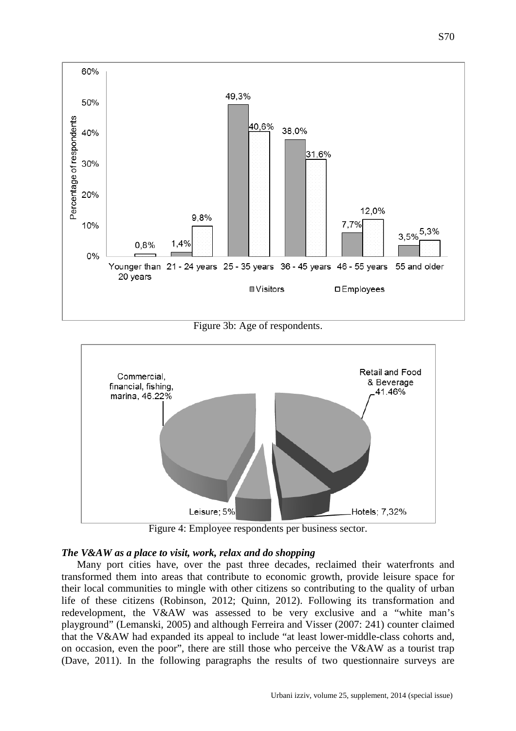Figure 3b: Age of respondents.

Figure 4: Employee respondents per business sector.

### *The V&AW as a place to visit, work, relax and do shopping*

Many port cities have, over the past three decades, reclaimed their waterfronts and transformed them into areas that contribute to economic growth, provide leisure space for their local communities to mingle with other citizens so contributing to the quality of urban life of these citizens (Robinson, 2012; Quinn, 2012). Following its transformation and redevelopment, the V&AW was assessed to be very exclusive and a "white man's playground" (Lemanski, 2005) and although Ferreira and Visser (2007: 241) counter claimed that the V&AW had expanded its appeal to include "at least lower-middle-class cohorts and, on occasion, even the poor", there are still those who perceive the V&AW as a tourist trap (Dave, 2011). In the following paragraphs the results of two questionnaire surveys are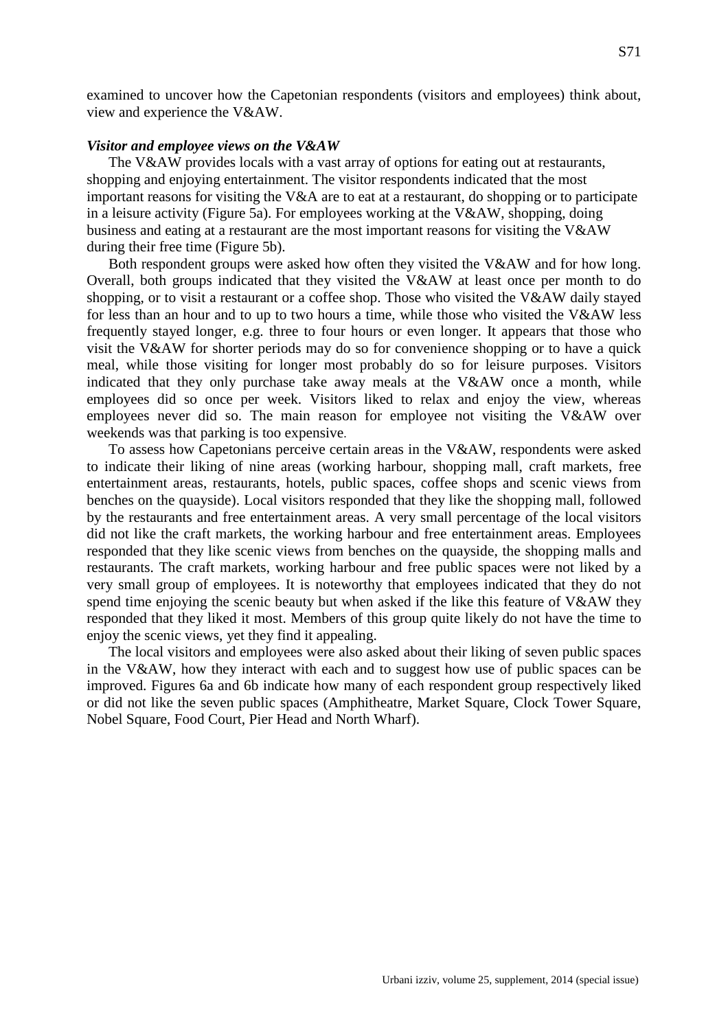examined to uncover how the Capetonian respondents (visitors and employees) think about, view and experience the V&AW.

***Visitor and employee views on the V&AW***

The V&AW provides locals with a vast array of options for eating out at restaurants, shopping and enjoying entertainment. The visitor respondents indicated that the most important reasons for visiting the V&A are to eat at a restaurant, do shopping or to participate in a leisure activity (Figure 5a). For employees working at the V&AW, shopping, doing business and eating at a restaurant are the most important reasons for visiting the V&AW during their free time (Figure 5b).

Both respondent groups were asked how often they visited the V&AW and for how long. Overall, both groups indicated that they visited the V&AW at least once per month to do shopping, or to visit a restaurant or a coffee shop. Those who visited the V&AW daily stayed for less than an hour and to up to two hours a time, while those who visited the V&AW less frequently stayed longer, e.g. three to four hours or even longer. It appears that those who visit the V&AW for shorter periods may do so for convenience shopping or to have a quick meal, while those visiting for longer most probably do so for leisure purposes. Visitors indicated that they only purchase take away meals at the V&AW once a month, while employees did so once per week. Visitors liked to relax and enjoy the view, whereas employees never did so. The main reason for employee not visiting the V&AW over weekends was that parking is too expensive.

To assess how Capetonians perceive certain areas in the V&AW, respondents were asked to indicate their liking of nine areas (working harbour, shopping mall, craft markets, free entertainment areas, restaurants, hotels, public spaces, coffee shops and scenic views from benches on the quayside). Local visitors responded that they like the shopping mall, followed by the restaurants and free entertainment areas. A very small percentage of the local visitors did not like the craft markets, the working harbour and free entertainment areas. Employees responded that they like scenic views from benches on the quayside, the shopping malls and restaurants. The craft markets, working harbour and free public spaces were not liked by a very small group of employees. It is noteworthy that employees indicated that they do not spend time enjoying the scenic beauty but when asked if the like this feature of V&AW they responded that they liked it most. Members of this group quite likely do not have the time to enjoy the scenic views, yet they find it appealing.

The local visitors and employees were also asked about their liking of seven public spaces in the V&AW, how they interact with each and to suggest how use of public spaces can be improved. Figures 6a and 6b indicate how many of each respondent group respectively liked or did not like the seven public spaces (Amphitheatre, Market Square, Clock Tower Square, Nobel Square, Food Court, Pier Head and North Wharf).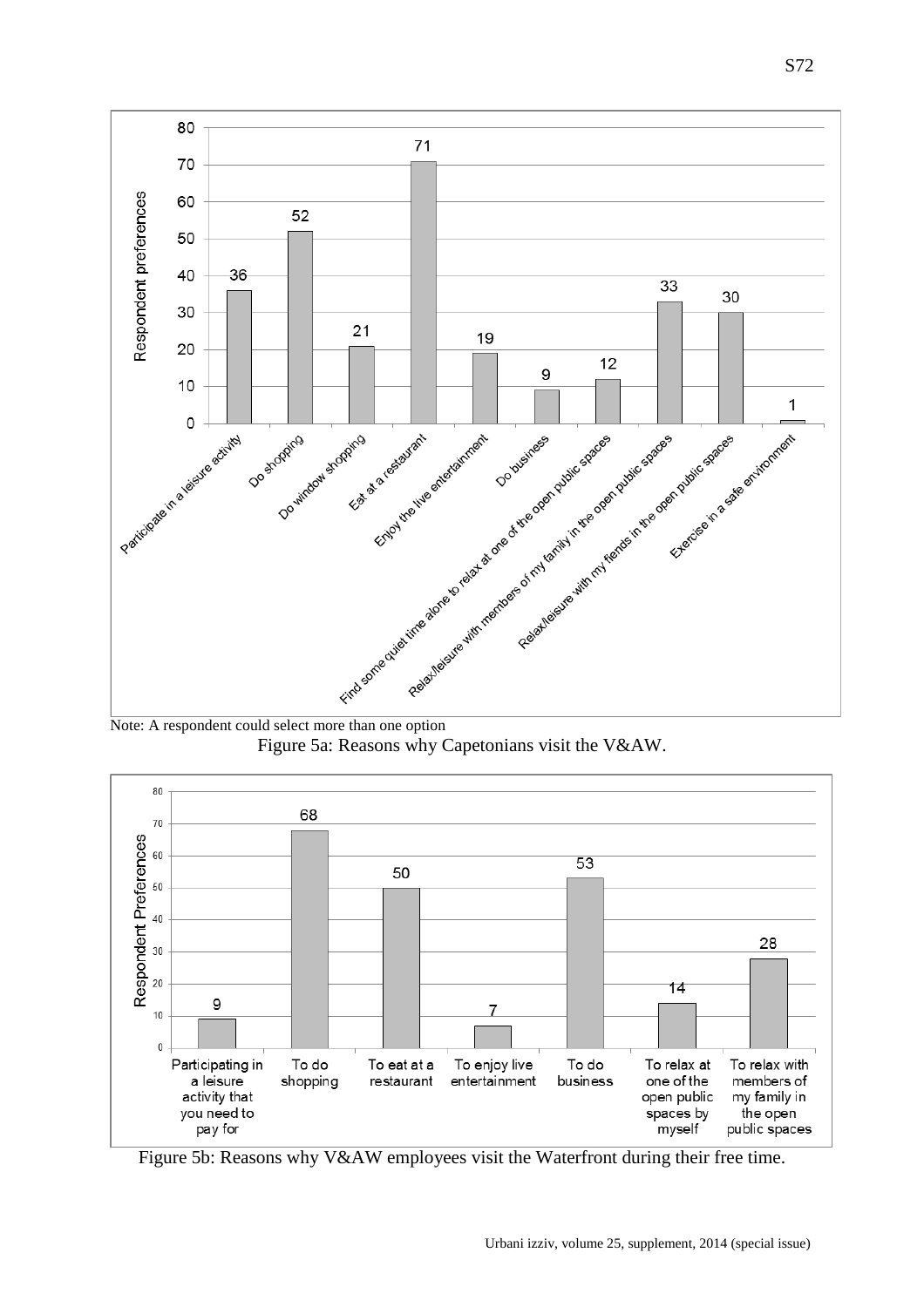| Reason | Respondent preferences |
|---|---|
| Participate in a leisure activity | 36 |
| Do shopping | 52 |
| Do window shopping | 21 |
| Eat at a restaurant | 71 |
| Enjoy the live entertainment | 19 |
| Do business | 9 |
| Find some quiet time alone to relax at one of the open public spaces | 12 |
| Relax/leisure with members of my family in the open public spaces | 33 |
| Relax/leisure with my fiends in the open public spaces | 30 |
| Exercise in a safe environment | 1 |

Note: A respondent could select more than one option

Figure 5a: Reasons why Capetonians visit the V&AW.

| Reason | Respondent Preferences |
|---|---|
| Participating in a leisure activity that you need to pay for | 9 |
| To do shopping | 68 |
| To eat at a restaurant | 50 |
| To enjoy live entertainment | 7 |
| To do business | 53 |
| To relax at one of the open public spaces by myself | 14 |
| To relax with members of my family in the open public spaces | 28 |

Figure 5b: Reasons why V&AW employees visit the Waterfront during their free time.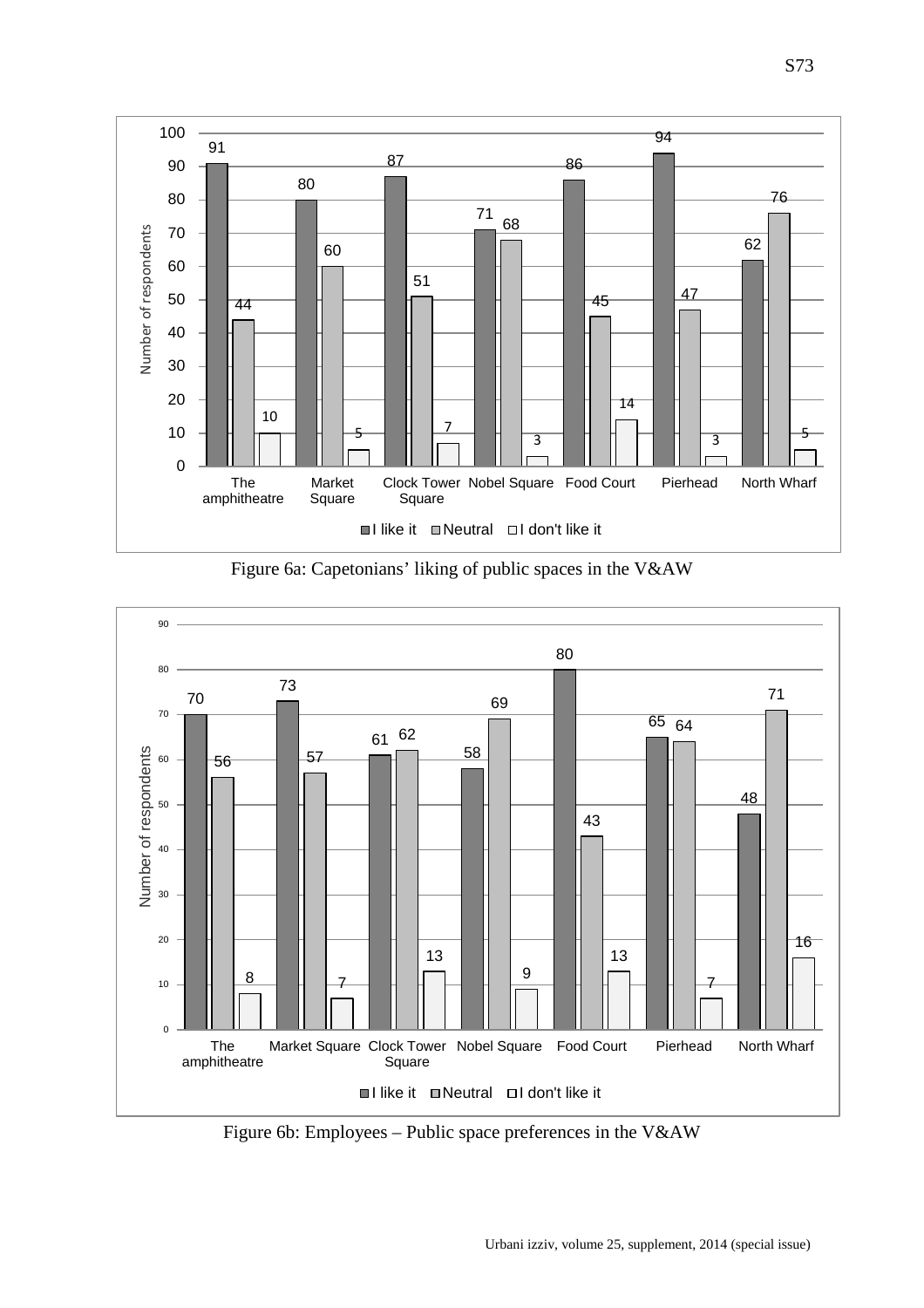| | The amphitheatre | Market Square | Clock Tower Square | Nobel Square | Food Court | Pierhead | North Wharf |
|---|---|---|---|---|---|---|---|
| I like it | 91 | 80 | 87 | 71 | 86 | 94 | 62 |
| Neutral | 44 | 60 | 51 | 68 | 45 | 47 | 76 |
| I don't like it | 10 | 5 | 7 | 3 | 14 | 3 | 5 |

Figure 6a: Capetonians' liking of public spaces in the V&AW

| | The amphitheatre | Market Square | Clock Tower Square | Nobel Square | Food Court | Pierhead | North Wharf |
|---|---|---|---|---|---|---|---|
| I like it | 70 | 73 | 61 | 58 | 80 | 65 | 48 |
| Neutral | 56 | 57 | 62 | 69 | 43 | 64 | 71 |
| I don't like it | 8 | 7 | 13 | 9 | 13 | 7 | 16 |

Figure 6b: Employees – Public space preferences in the V&AW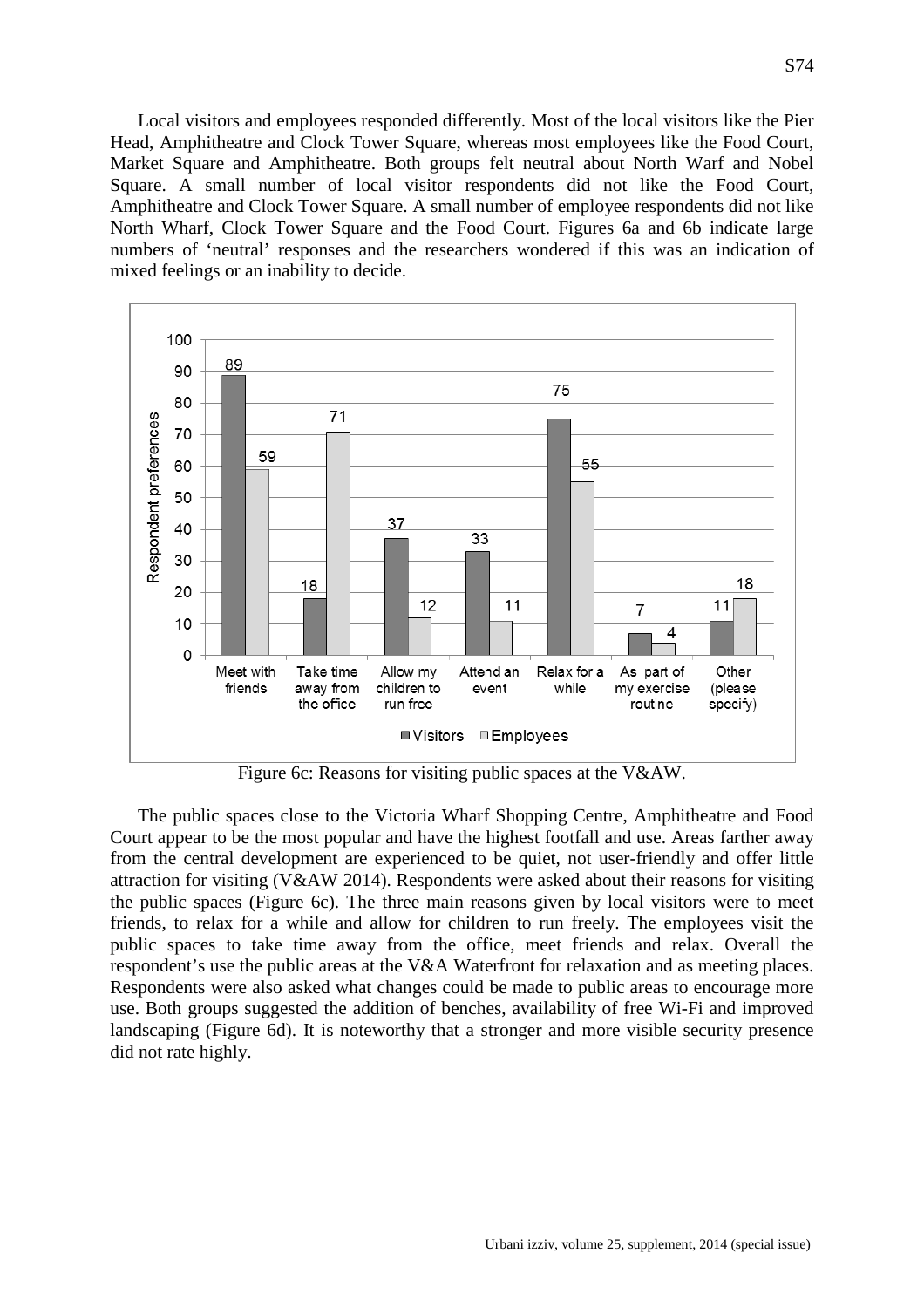Local visitors and employees responded differently. Most of the local visitors like the Pier Head, Amphitheatre and Clock Tower Square, whereas most employees like the Food Court, Market Square and Amphitheatre. Both groups felt neutral about North Warf and Nobel Square. A small number of local visitor respondents did not like the Food Court, Amphitheatre and Clock Tower Square. A small number of employee respondents did not like North Wharf, Clock Tower Square and the Food Court. Figures 6a and 6b indicate large numbers of 'neutral' responses and the researchers wondered if this was an indication of mixed feelings or an inability to decide.

| Respondent preferences | Visitors | Employees |
|---|---|---|
| Meet with friends | 89 | 59 |
| Take time away from the office | 18 | 71 |
| Allow my children to run free | 37 | 12 |
| Attend an event | 33 | 11 |
| Relax for a while | 75 | 55 |
| As part of my exercise routine | 7 | 4 |
| Other (please specify) | 11 | 18 |

Figure 6c: Reasons for visiting public spaces at the V&AW.

The public spaces close to the Victoria Wharf Shopping Centre, Amphitheatre and Food Court appear to be the most popular and have the highest footfall and use. Areas farther away from the central development are experienced to be quiet, not user-friendly and offer little attraction for visiting (V&AW 2014). Respondents were asked about their reasons for visiting the public spaces (Figure 6c). The three main reasons given by local visitors were to meet friends, to relax for a while and allow for children to run freely. The employees visit the public spaces to take time away from the office, meet friends and relax. Overall the respondent's use the public areas at the V&A Waterfront for relaxation and as meeting places. Respondents were also asked what changes could be made to public areas to encourage more use. Both groups suggested the addition of benches, availability of free Wi-Fi and improved landscaping (Figure 6d). It is noteworthy that a stronger and more visible security presence did not rate highly.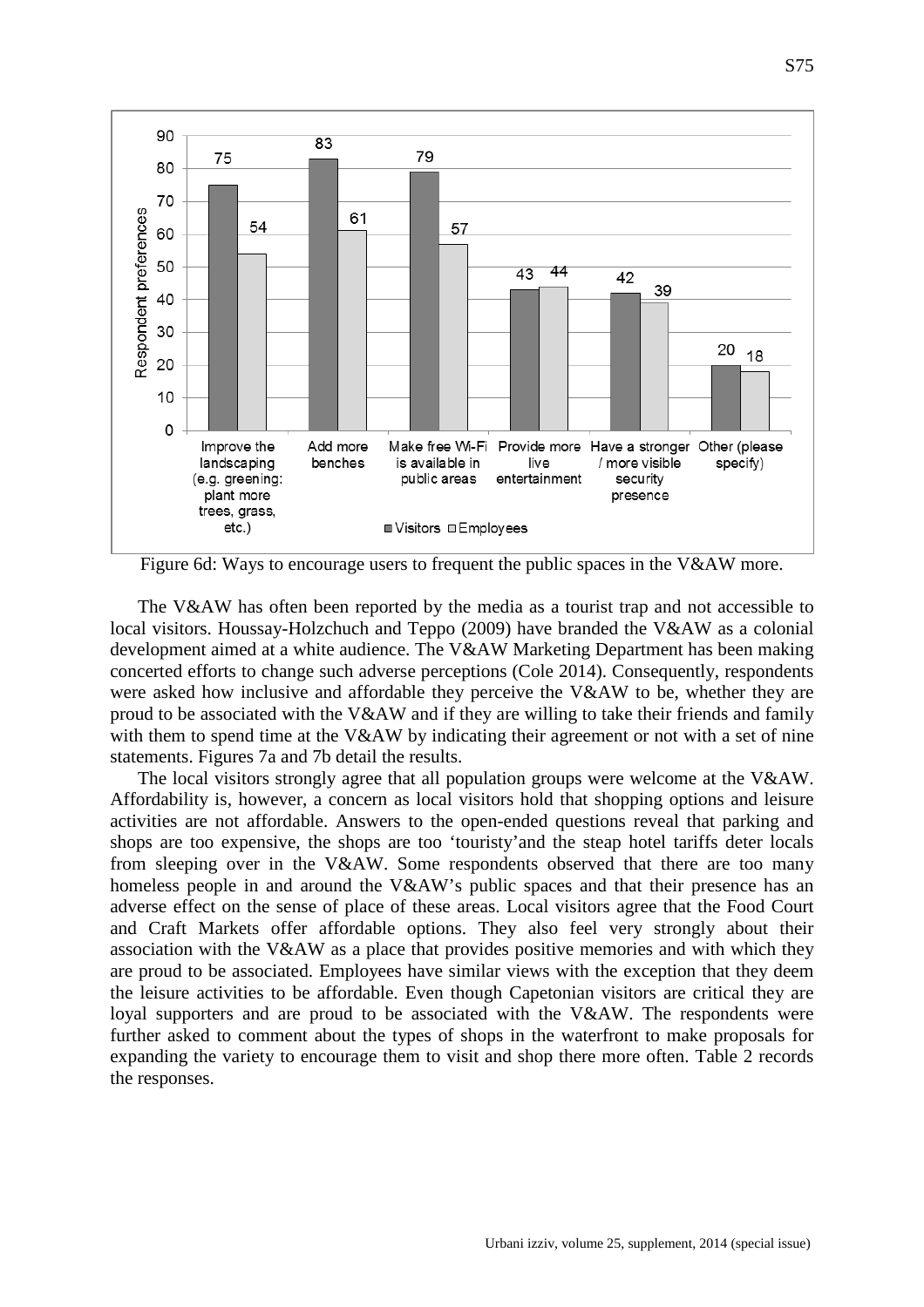Figure 6d: Ways to encourage users to frequent the public spaces in the V&AW more.

The V&AW has often been reported by the media as a tourist trap and not accessible to local visitors. Houssay-Holzchuch and Teppo (2009) have branded the V&AW as a colonial development aimed at a white audience. The V&AW Marketing Department has been making concerted efforts to change such adverse perceptions (Cole 2014). Consequently, respondents were asked how inclusive and affordable they perceive the V&AW to be, whether they are proud to be associated with the V&AW and if they are willing to take their friends and family with them to spend time at the V&AW by indicating their agreement or not with a set of nine statements. Figures 7a and 7b detail the results.

The local visitors strongly agree that all population groups were welcome at the V&AW. Affordability is, however, a concern as local visitors hold that shopping options and leisure activities are not affordable. Answers to the open-ended questions reveal that parking and shops are too expensive, the shops are too 'touristy'and the steap hotel tariffs deter locals from sleeping over in the V&AW. Some respondents observed that there are too many homeless people in and around the V&AW's public spaces and that their presence has an adverse effect on the sense of place of these areas. Local visitors agree that the Food Court and Craft Markets offer affordable options. They also feel very strongly about their association with the V&AW as a place that provides positive memories and with which they are proud to be associated. Employees have similar views with the exception that they deem the leisure activities to be affordable. Even though Capetonian visitors are critical they are loyal supporters and are proud to be associated with the V&AW. The respondents were further asked to comment about the types of shops in the waterfront to make proposals for expanding the variety to encourage them to visit and shop there more often. Table 2 records the responses.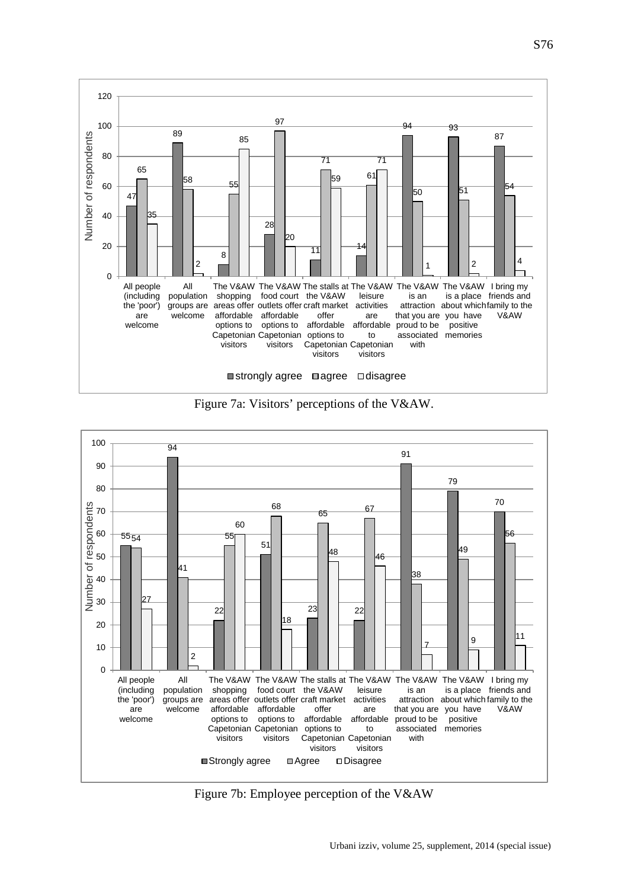| Statement | strongly agree | agree | disagree |
|---|---|---|---|
| All people (including the 'poor') are welcome | 47 | 65 | 35 |
| All population groups are welcome | 89 | 58 | 2 |
| The V&AW shopping areas offer affordable options to Capetonian visitors | 8 | 55 | 85 |
| The V&AW food court outlets offer affordable options to Capetonian visitors | 28 | 97 | 20 |
| The stalls at the V&AW craft market offer affordable options to Capetonian visitors | 11 | 71 | 59 |
| The V&AW leisure activities are affordable to Capetonian visitors | 14 | 61 | 71 |
| The V&AW is an attraction that you are proud to be associated with | 94 | 50 | 1 |
| The V&AW is a place about which you have positive memories | 93 | 51 | 2 |
| I bring my friends and family to the V&AW | 87 | 54 | 4 |

Figure 7a: Visitors' perceptions of the V&AW.

| Statement | Strongly agree | Agree | Disagree |
|---|---|---|---|
| All people (including the 'poor') are welcome | 55 | 54 | 27 |
| All population groups are welcome | 94 | 41 | 2 |
| The V&AW shopping areas offer affordable options to Capetonian visitors | 22 | 55 | 60 |
| The V&AW food court outlets offer affordable options to Capetonian visitors | 51 | 68 | 18 |
| The stalls at the V&AW craft market offer affordable options to Capetonian visitors | 23 | 65 | 48 |
| The V&AW leisure activities are affordable to Capetonian visitors | 22 | 67 | 46 |
| The V&AW is an attraction that you are proud to be associated with | 91 | 38 | 7 |
| The V&AW is a place about which you have positive memories | 79 | 49 | 9 |
| I bring my friends and family to the V&AW | 70 | 56 | 11 |

Figure 7b: Employee perception of the V&AW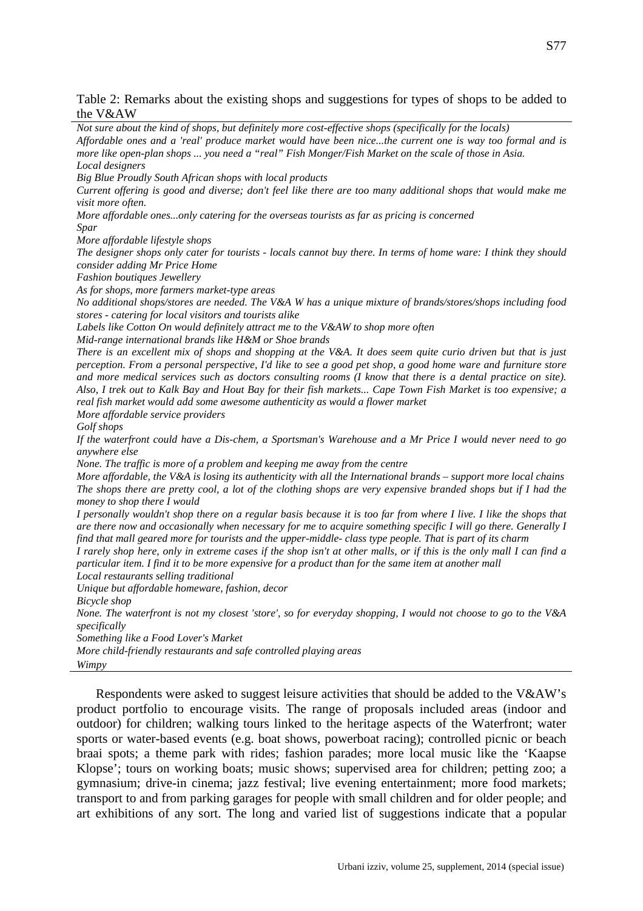Table 2: Remarks about the existing shops and suggestions for types of shops to be added to the V&AW

*Not sure about the kind of shops, but definitely more cost-effective shops (specifically for the locals)*
*Affordable ones and a 'real' produce market would have been nice...the current one is way too formal and is more like open-plan shops ... you need a "real" Fish Monger/Fish Market on the scale of those in Asia.*
*Local designers*
*Big Blue Proudly South African shops with local products*
*Current offering is good and diverse; don't feel like there are too many additional shops that would make me visit more often.*
*More affordable ones...only catering for the overseas tourists as far as pricing is concerned*
*Spar*
*More affordable lifestyle shops*
*The designer shops only cater for tourists - locals cannot buy there. In terms of home ware: I think they should consider adding Mr Price Home*
*Fashion boutiques Jewellery*
*As for shops, more farmers market-type areas*
*No additional shops/stores are needed. The V&A W has a unique mixture of brands/stores/shops including food stores - catering for local visitors and tourists alike*
*Labels like Cotton On would definitely attract me to the V&AW to shop more often*
*Mid-range international brands like H&M or Shoe brands*
*There is an excellent mix of shops and shopping at the V&A. It does seem quite curio driven but that is just perception. From a personal perspective, I'd like to see a good pet shop, a good home ware and furniture store and more medical services such as doctors consulting rooms (I know that there is a dental practice on site). Also, I trek out to Kalk Bay and Hout Bay for their fish markets... Cape Town Fish Market is too expensive; a real fish market would add some awesome authenticity as would a flower market*
*More affordable service providers*
*Golf shops*
*If the waterfront could have a Dis-chem, a Sportsman's Warehouse and a Mr Price I would never need to go anywhere else*
*None. The traffic is more of a problem and keeping me away from the centre*
*More affordable, the V&A is losing its authenticity with all the International brands – support more local chains*
*The shops there are pretty cool, a lot of the clothing shops are very expensive branded shops but if I had the money to shop there I would*
*I personally wouldn't shop there on a regular basis because it is too far from where I live. I like the shops that are there now and occasionally when necessary for me to acquire something specific I will go there. Generally I find that mall geared more for tourists and the upper-middle- class type people. That is part of its charm*
*I rarely shop here, only in extreme cases if the shop isn't at other malls, or if this is the only mall I can find a particular item. I find it to be more expensive for a product than for the same item at another mall*
*Local restaurants selling traditional*
*Unique but affordable homeware, fashion, decor*
*Bicycle shop*
*None. The waterfront is not my closest 'store', so for everyday shopping, I would not choose to go to the V&A specifically*
*Something like a Food Lover's Market*
*More child-friendly restaurants and safe controlled playing areas*
*Wimpy*

Respondents were asked to suggest leisure activities that should be added to the V&AW's product portfolio to encourage visits. The range of proposals included areas (indoor and outdoor) for children; walking tours linked to the heritage aspects of the Waterfront; water sports or water-based events (e.g. boat shows, powerboat racing); controlled picnic or beach braai spots; a theme park with rides; fashion parades; more local music like the 'Kaapse Klopse'; tours on working boats; music shows; supervised area for children; petting zoo; a gymnasium; drive-in cinema; jazz festival; live evening entertainment; more food markets; transport to and from parking garages for people with small children and for older people; and art exhibitions of any sort. The long and varied list of suggestions indicate that a popular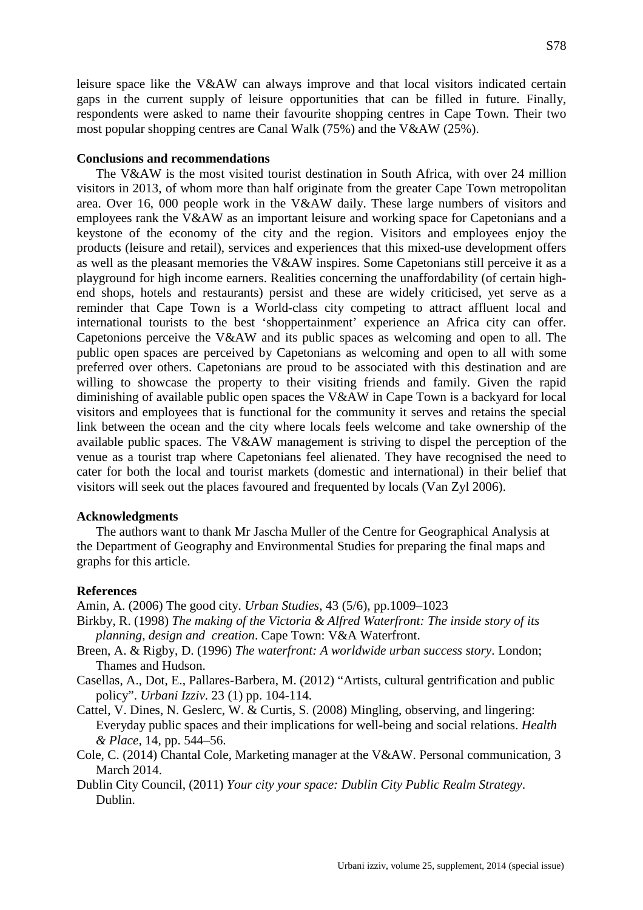leisure space like the V&AW can always improve and that local visitors indicated certain gaps in the current supply of leisure opportunities that can be filled in future. Finally, respondents were asked to name their favourite shopping centres in Cape Town. Their two most popular shopping centres are Canal Walk (75%) and the V&AW (25%).

## Conclusions and recommendations

The V&AW is the most visited tourist destination in South Africa, with over 24 million visitors in 2013, of whom more than half originate from the greater Cape Town metropolitan area. Over 16, 000 people work in the V&AW daily. These large numbers of visitors and employees rank the V&AW as an important leisure and working space for Capetonians and a keystone of the economy of the city and the region. Visitors and employees enjoy the products (leisure and retail), services and experiences that this mixed-use development offers as well as the pleasant memories the V&AW inspires. Some Capetonians still perceive it as a playground for high income earners. Realities concerning the unaffordability (of certain high-end shops, hotels and restaurants) persist and these are widely criticised, yet serve as a reminder that Cape Town is a World-class city competing to attract affluent local and international tourists to the best 'shoppertainment' experience an Africa city can offer. Capetonions perceive the V&AW and its public spaces as welcoming and open to all. The public open spaces are perceived by Capetonians as welcoming and open to all with some preferred over others. Capetonians are proud to be associated with this destination and are willing to showcase the property to their visiting friends and family. Given the rapid diminishing of available public open spaces the V&AW in Cape Town is a backyard for local visitors and employees that is functional for the community it serves and retains the special link between the ocean and the city where locals feels welcome and take ownership of the available public spaces. The V&AW management is striving to dispel the perception of the venue as a tourist trap where Capetonians feel alienated. They have recognised the need to cater for both the local and tourist markets (domestic and international) in their belief that visitors will seek out the places favoured and frequented by locals (Van Zyl 2006).

## Acknowledgments

The authors want to thank Mr Jascha Muller of the Centre for Geographical Analysis at the Department of Geography and Environmental Studies for preparing the final maps and graphs for this article.

## References

Amin, A. (2006) The good city. *Urban Studies*, 43 (5/6), pp.1009–1023

Birkby, R. (1998) *The making of the Victoria & Alfred Waterfront: The inside story of its planning, design and creation*. Cape Town: V&A Waterfront.

Breen, A. & Rigby, D. (1996) *The waterfront: A worldwide urban success story*. London; Thames and Hudson.

Casellas, A., Dot, E., Pallares-Barbera, M. (2012) "Artists, cultural gentrification and public policy". *Urbani Izziv*. 23 (1) pp. 104-114.

Cattel, V. Dines, N. Geslerc, W. & Curtis, S. (2008) Mingling, observing, and lingering: Everyday public spaces and their implications for well-being and social relations. *Health & Place*, 14, pp. 544–56.

Cole, C. (2014) Chantal Cole, Marketing manager at the V&AW. Personal communication, 3 March 2014.

Dublin City Council, (2011) *Your city your space: Dublin City Public Realm Strategy*. Dublin.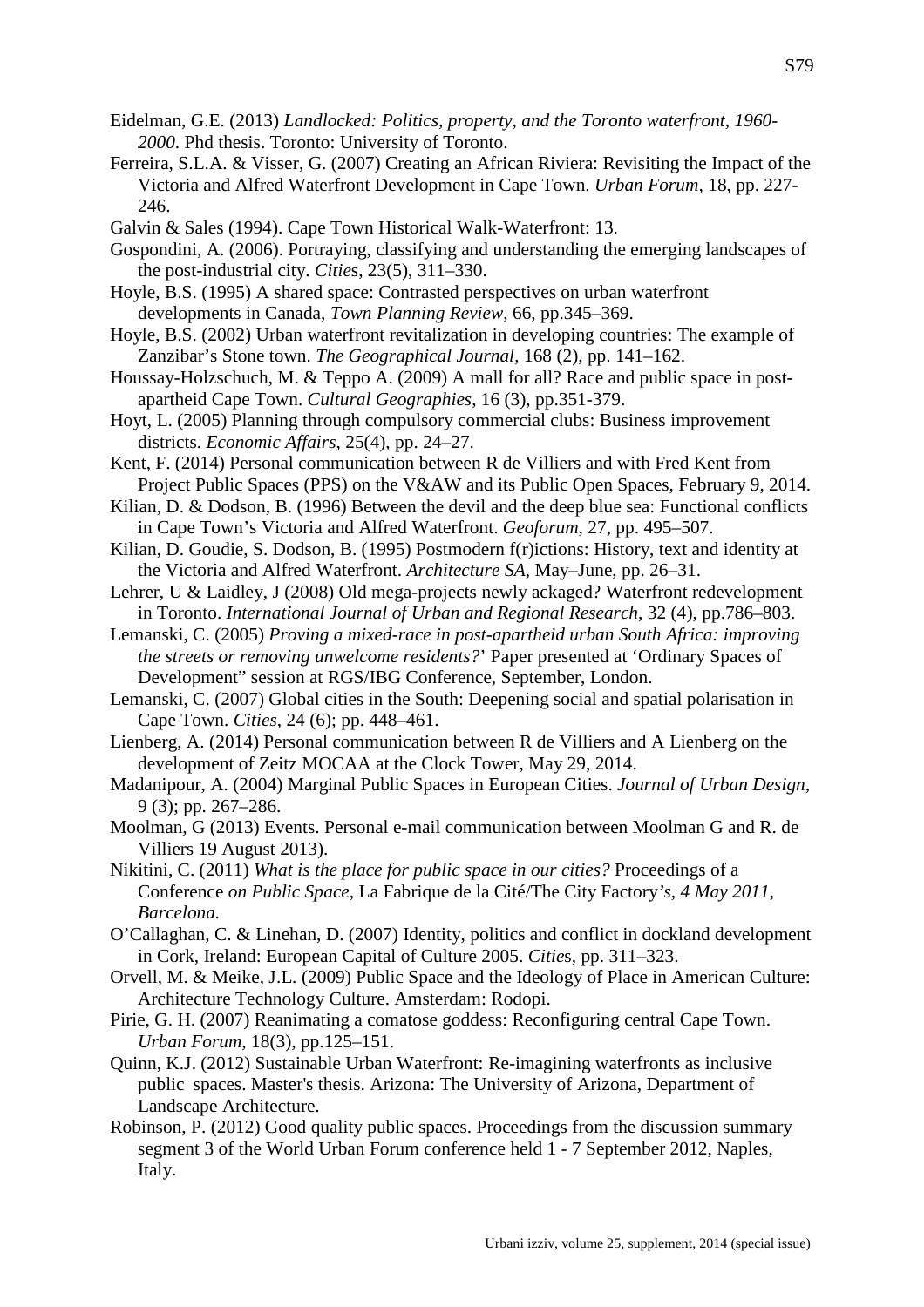Eidelman, G.E. (2013) *Landlocked: Politics, property, and the Toronto waterfront, 1960-2000*. Phd thesis. Toronto: University of Toronto.

Ferreira, S.L.A. & Visser, G. (2007) Creating an African Riviera: Revisiting the Impact of the Victoria and Alfred Waterfront Development in Cape Town. *Urban Forum*, 18, pp. 227-246.

Galvin & Sales (1994). Cape Town Historical Walk-Waterfront: 13.

Gospondini, A. (2006). Portraying, classifying and understanding the emerging landscapes of the post-industrial city. *Cities*, 23(5), 311–330.

Hoyle, B.S. (1995) A shared space: Contrasted perspectives on urban waterfront developments in Canada, *Town Planning Review*, 66, pp.345–369.

Hoyle, B.S. (2002) Urban waterfront revitalization in developing countries: The example of Zanzibar's Stone town. *The Geographical Journal*, 168 (2), pp. 141–162.

Houssay-Holzschuch, M. & Teppo A. (2009) A mall for all? Race and public space in post-apartheid Cape Town. *Cultural Geographies*, 16 (3), pp.351-379.

Hoyt, L. (2005) Planning through compulsory commercial clubs: Business improvement districts. *Economic Affairs*, 25(4), pp. 24–27.

Kent, F. (2014) Personal communication between R de Villiers and with Fred Kent from Project Public Spaces (PPS) on the V&AW and its Public Open Spaces, February 9, 2014.

Kilian, D. & Dodson, B. (1996) Between the devil and the deep blue sea: Functional conflicts in Cape Town's Victoria and Alfred Waterfront. *Geoforum*, 27, pp. 495–507.

Kilian, D. Goudie, S. Dodson, B. (1995) Postmodern f(r)ictions: History, text and identity at the Victoria and Alfred Waterfront. *Architecture SA*, May–June, pp. 26–31.

Lehrer, U & Laidley, J (2008) Old mega-projects newly ackaged? Waterfront redevelopment in Toronto. *International Journal of Urban and Regional Research*, 32 (4), pp.786–803.

Lemanski, C. (2005) *Proving a mixed-race in post-apartheid urban South Africa: improving the streets or removing unwelcome residents?*' Paper presented at 'Ordinary Spaces of Development" session at RGS/IBG Conference, September, London.

Lemanski, C. (2007) Global cities in the South: Deepening social and spatial polarisation in Cape Town. *Cities*, 24 (6); pp. 448–461.

Lienberg, A. (2014) Personal communication between R de Villiers and A Lienberg on the development of Zeitz MOCAA at the Clock Tower, May 29, 2014.

Madanipour, A. (2004) Marginal Public Spaces in European Cities. *Journal of Urban Design*, 9 (3); pp. 267–286.

Moolman, G (2013) Events. Personal e-mail communication between Moolman G and R. de Villiers 19 August 2013).

Nikitini, C. (2011) *What is the place for public space in our cities?* Proceedings of a Conference *on Public Space*, La Fabrique de la Cité/The City Factory*'s, 4 May 2011, Barcelona.*

O'Callaghan, C. & Linehan, D. (2007) Identity, politics and conflict in dockland development in Cork, Ireland: European Capital of Culture 2005. *Cities*, pp. 311–323.

Orvell, M. & Meike, J.L. (2009) Public Space and the Ideology of Place in American Culture: Architecture Technology Culture. Amsterdam: Rodopi.

Pirie, G. H. (2007) Reanimating a comatose goddess: Reconfiguring central Cape Town. *Urban Forum*, 18(3), pp.125–151.

Quinn, K.J. (2012) Sustainable Urban Waterfront: Re-imagining waterfronts as inclusive public spaces. Master's thesis. Arizona: The University of Arizona, Department of Landscape Architecture.

Robinson, P. (2012) Good quality public spaces. Proceedings from the discussion summary segment 3 of the World Urban Forum conference held 1 - 7 September 2012, Naples, Italy.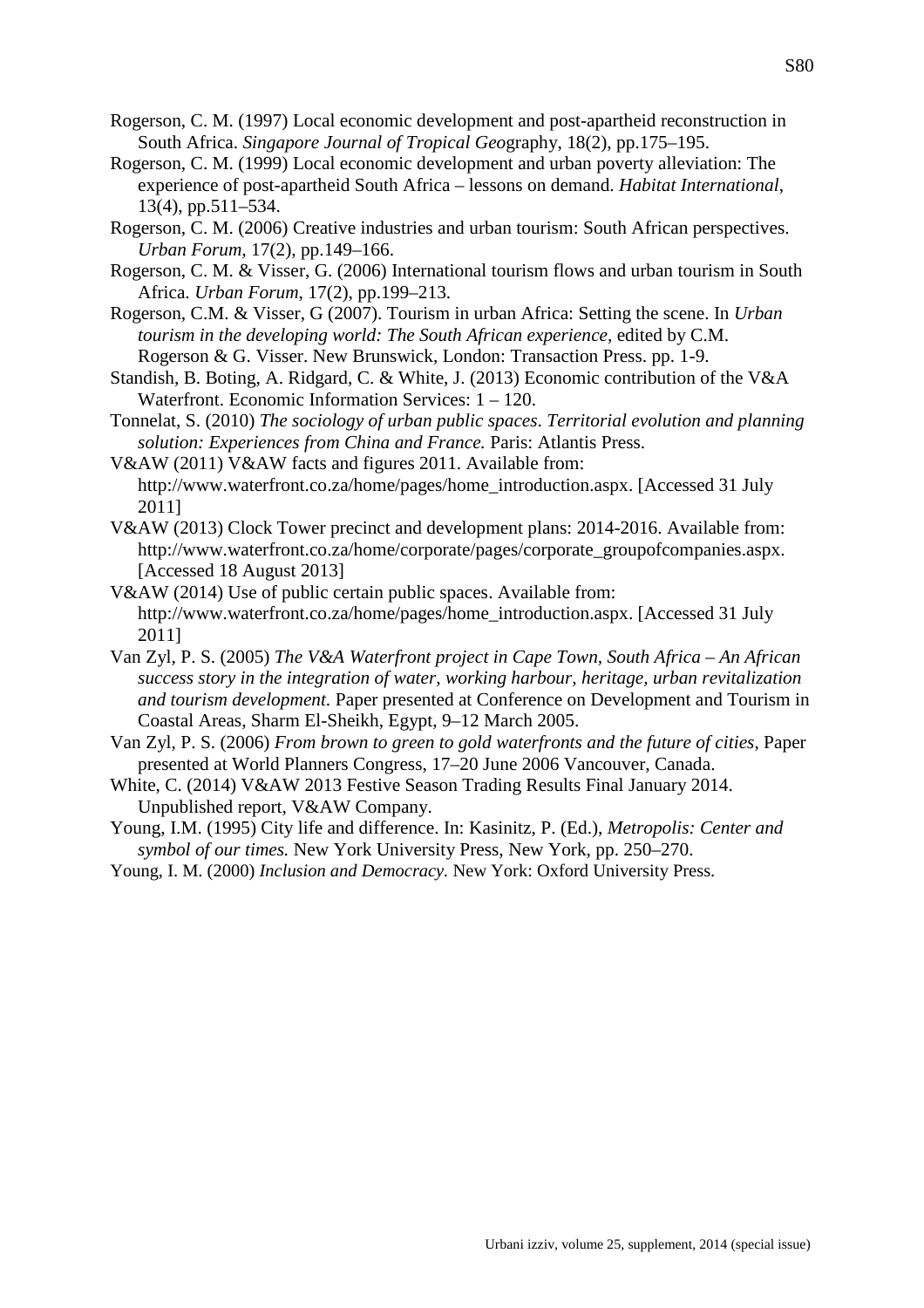Rogerson, C. M. (1997) Local economic development and post-apartheid reconstruction in South Africa. *Singapore Journal of Tropical Geo*graphy, 18(2), pp.175–195.

Rogerson, C. M. (1999) Local economic development and urban poverty alleviation: The experience of post-apartheid South Africa – lessons on demand. *Habitat International*, 13(4), pp.511–534.

Rogerson, C. M. (2006) Creative industries and urban tourism: South African perspectives. *Urban Forum*, 17(2), pp.149–166.

Rogerson, C. M. & Visser, G. (2006) International tourism flows and urban tourism in South Africa. *Urban Forum*, 17(2), pp.199–213.

Rogerson, C.M. & Visser, G (2007). Tourism in urban Africa: Setting the scene. In *Urban tourism in the developing world: The South African experience,* edited by C.M. Rogerson & G. Visser. New Brunswick, London: Transaction Press. pp. 1-9.

Standish, B. Boting, A. Ridgard, C. & White, J. (2013) Economic contribution of the V&A Waterfront. Economic Information Services: 1 – 120.

Tonnelat, S. (2010) *The sociology of urban public spaces. Territorial evolution and planning solution: Experiences from China and France.* Paris: Atlantis Press.

V&AW (2011) V&AW facts and figures 2011. Available from: http://www.waterfront.co.za/home/pages/home_introduction.aspx. [Accessed 31 July 2011]

V&AW (2013) Clock Tower precinct and development plans: 2014-2016. Available from: http://www.waterfront.co.za/home/corporate/pages/corporate_groupofcompanies.aspx. [Accessed 18 August 2013]

V&AW (2014) Use of public certain public spaces. Available from: http://www.waterfront.co.za/home/pages/home_introduction.aspx. [Accessed 31 July 2011]

Van Zyl, P. S. (2005) *The V&A Waterfront project in Cape Town, South Africa – An African success story in the integration of water, working harbour, heritage, urban revitalization and tourism development*. Paper presented at Conference on Development and Tourism in Coastal Areas, Sharm El-Sheikh, Egypt, 9–12 March 2005.

Van Zyl, P. S. (2006) *From brown to green to gold waterfronts and the future of cities*, Paper presented at World Planners Congress, 17–20 June 2006 Vancouver, Canada.

White, C. (2014) V&AW 2013 Festive Season Trading Results Final January 2014. Unpublished report, V&AW Company.

Young, I.M. (1995) City life and difference. In: Kasinitz, P. (Ed.), *Metropolis: Center and symbol of our times.* New York University Press, New York, pp. 250–270.

Young, I. M. (2000) *Inclusion and Democracy*. New York: Oxford University Press.